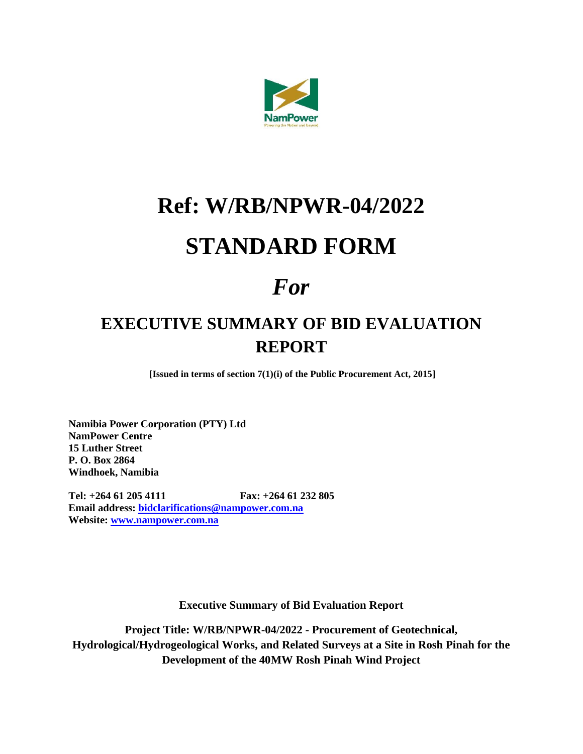# Ref: W/RB/NPWR-04/2022

# STANDARD FORM

# *For*

## EXECUTIVE SUMMARY OF BID EVALUATION REPORT

**[Issued in terms of section 7(1)(i) of the Public Procurement Act, 2015]**

**Namibia Power Corporation (PTY) Ltd**
**NamPower Centre**
**15 Luther Street**
**P. O. Box 2864**
**Windhoek, Namibia**

**Tel: +264 61 205 4111 Fax: +264 61 232 805**
**Email address: bidclarifications@nampower.com.na**
**Website: www.nampower.com.na**

**Executive Summary of Bid Evaluation Report**

**Project Title: W/RB/NPWR-04/2022 - Procurement of Geotechnical, Hydrological/Hydrogeological Works, and Related Surveys at a Site in Rosh Pinah for the Development of the 40MW Rosh Pinah Wind Project**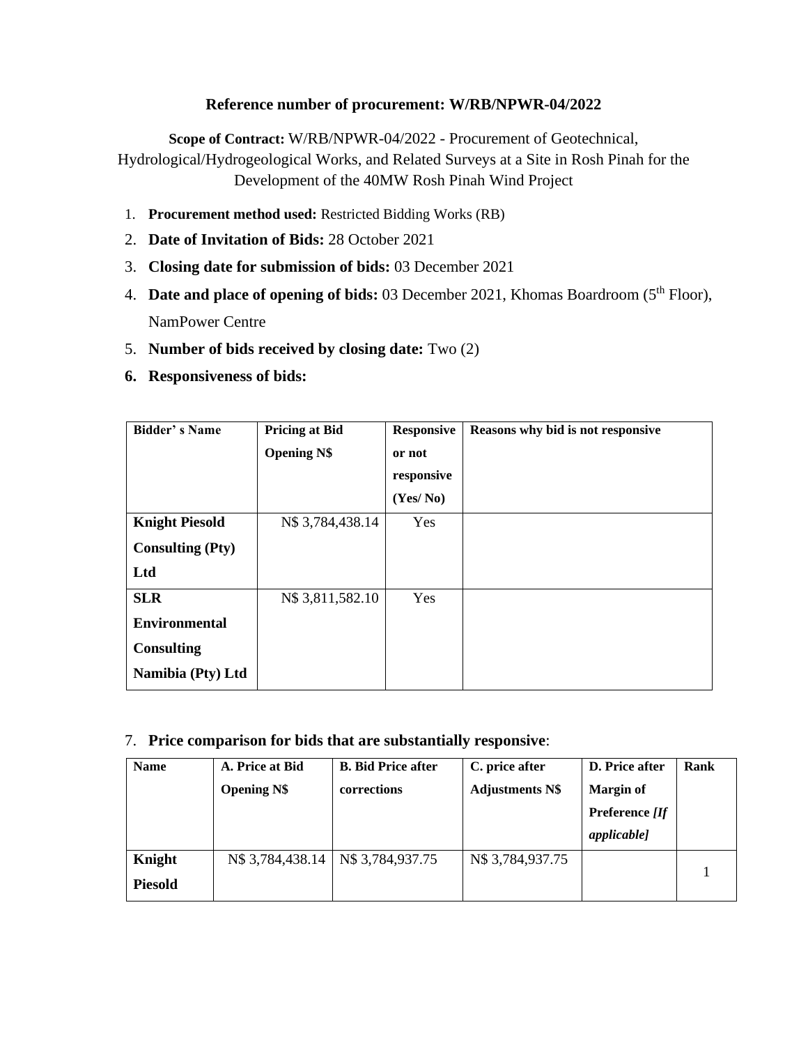**Reference number of procurement: W/RB/NPWR-04/2022**

**Scope of Contract:** W/RB/NPWR-04/2022 - Procurement of Geotechnical, Hydrological/Hydrogeological Works, and Related Surveys at a Site in Rosh Pinah for the Development of the 40MW Rosh Pinah Wind Project

1. **Procurement method used:** Restricted Bidding Works (RB)
2. **Date of Invitation of Bids:** 28 October 2021
3. **Closing date for submission of bids:** 03 December 2021
4. **Date and place of opening of bids:** 03 December 2021, Khomas Boardroom (5th Floor), NamPower Centre
5. **Number of bids received by closing date:** Two (2)
6. **Responsiveness of bids:**

| Bidder' s Name | Pricing at Bid Opening N$ | Responsive or not responsive (Yes/ No) | Reasons why bid is not responsive |
|---|---|---|---|
| **Knight Piesold Consulting (Pty) Ltd** | N$ 3,784,438.14 | Yes | |
| **SLR Environmental Consulting Namibia (Pty) Ltd** | N$ 3,811,582.10 | Yes | |

7. **Price comparison for bids that are substantially responsive**:

| Name | A. Price at Bid Opening N$ | B. Bid Price after corrections | C. price after Adjustments N$ | D. Price after Margin of Preference *[If applicable]* | Rank |
|---|---|---|---|---|---|
| **Knight Piesold** | N$ 3,784,438.14 | N$ 3,784,937.75 | N$ 3,784,937.75 | | 1 |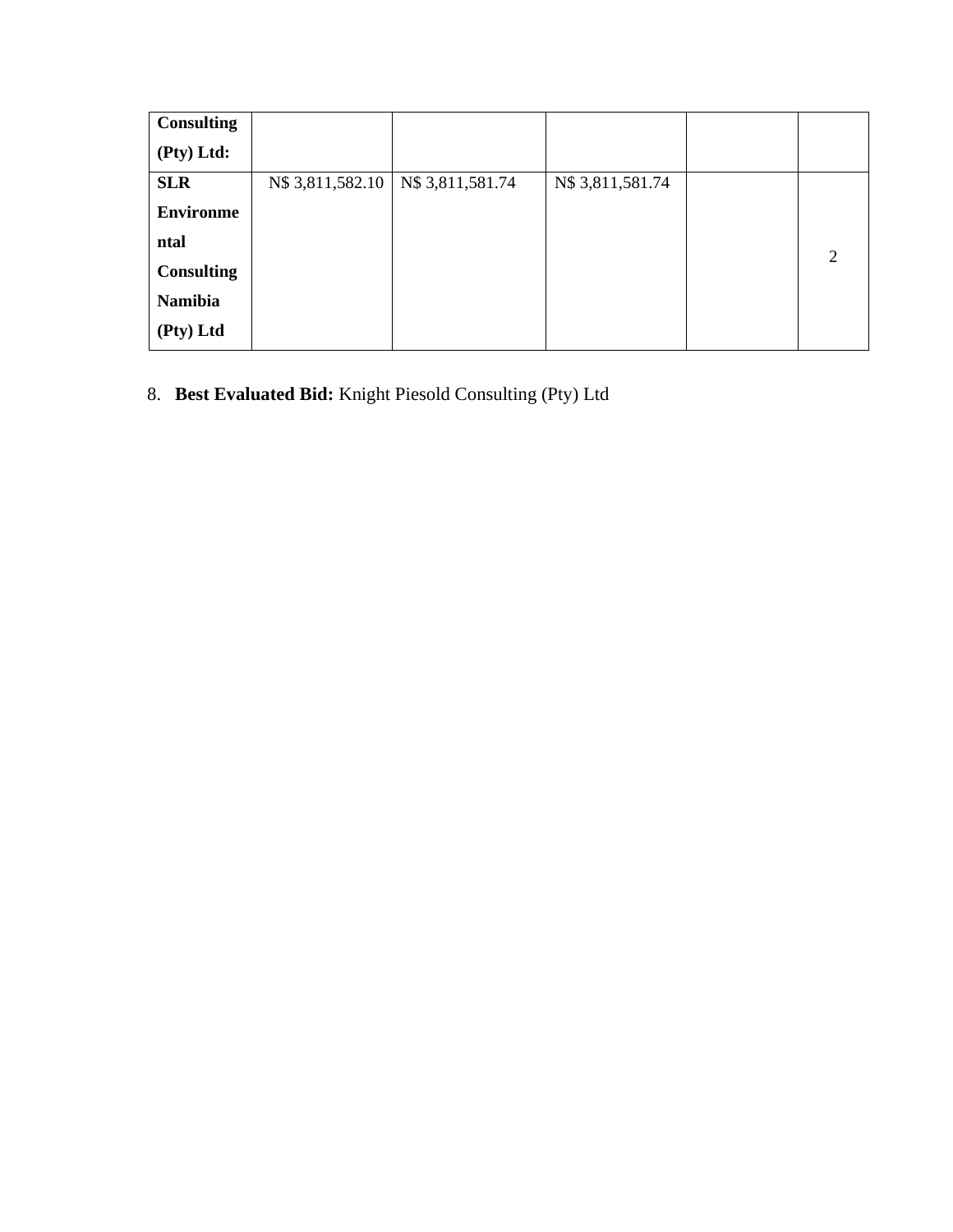| | | | | | |
|---|---|---|---|---|---|
| **Consulting (Pty) Ltd:** | | | | | |
| **SLR Environmental Consulting Namibia (Pty) Ltd** | N$ 3,811,582.10 | N$ 3,811,581.74 | N$ 3,811,581.74 | | 2 |

8. **Best Evaluated Bid:** Knight Piesold Consulting (Pty) Ltd